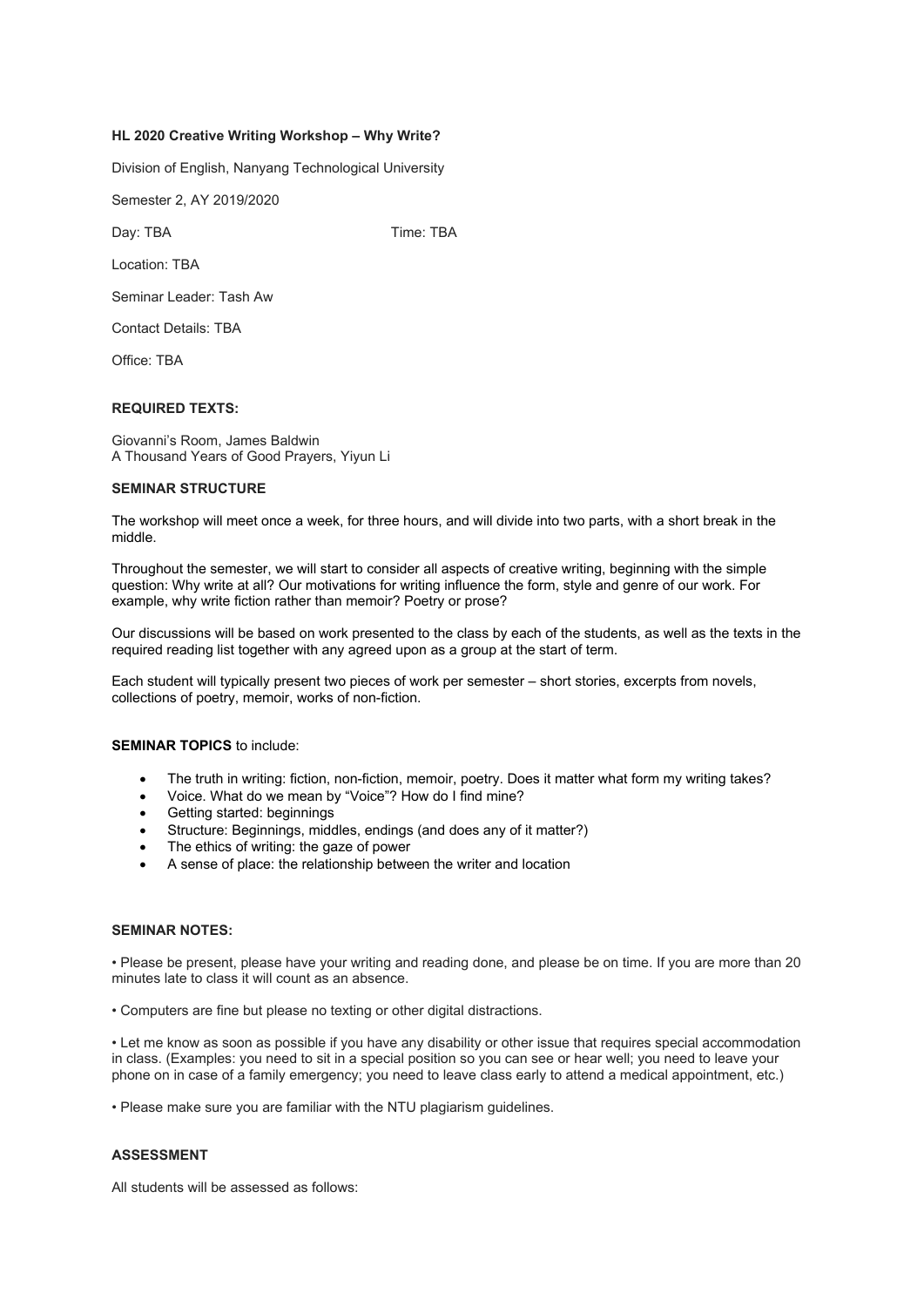**HL 2020 Creative Writing Workshop – Why Write?**

Division of English, Nanyang Technological University

Semester 2, AY 2019/2020

Day: TBA Time: TBA

Location: TBA

Seminar Leader: Tash Aw

Contact Details: TBA

Office: TBA

**REQUIRED TEXTS:**

Giovanni's Room, James Baldwin
A Thousand Years of Good Prayers, Yiyun Li

**SEMINAR STRUCTURE**

The workshop will meet once a week, for three hours, and will divide into two parts, with a short break in the middle.

Throughout the semester, we will start to consider all aspects of creative writing, beginning with the simple question: Why write at all? Our motivations for writing influence the form, style and genre of our work. For example, why write fiction rather than memoir? Poetry or prose?

Our discussions will be based on work presented to the class by each of the students, as well as the texts in the required reading list together with any agreed upon as a group at the start of term.

Each student will typically present two pieces of work per semester – short stories, excerpts from novels, collections of poetry, memoir, works of non-fiction.

**SEMINAR TOPICS** to include:

- The truth in writing: fiction, non-fiction, memoir, poetry. Does it matter what form my writing takes?
- Voice. What do we mean by "Voice"? How do I find mine?
- Getting started: beginnings
- Structure: Beginnings, middles, endings (and does any of it matter?)
- The ethics of writing: the gaze of power
- A sense of place: the relationship between the writer and location

**SEMINAR NOTES:**

• Please be present, please have your writing and reading done, and please be on time. If you are more than 20 minutes late to class it will count as an absence.

• Computers are fine but please no texting or other digital distractions.

• Let me know as soon as possible if you have any disability or other issue that requires special accommodation in class. (Examples: you need to sit in a special position so you can see or hear well; you need to leave your phone on in case of a family emergency; you need to leave class early to attend a medical appointment, etc.)

• Please make sure you are familiar with the NTU plagiarism guidelines.

**ASSESSMENT**

All students will be assessed as follows: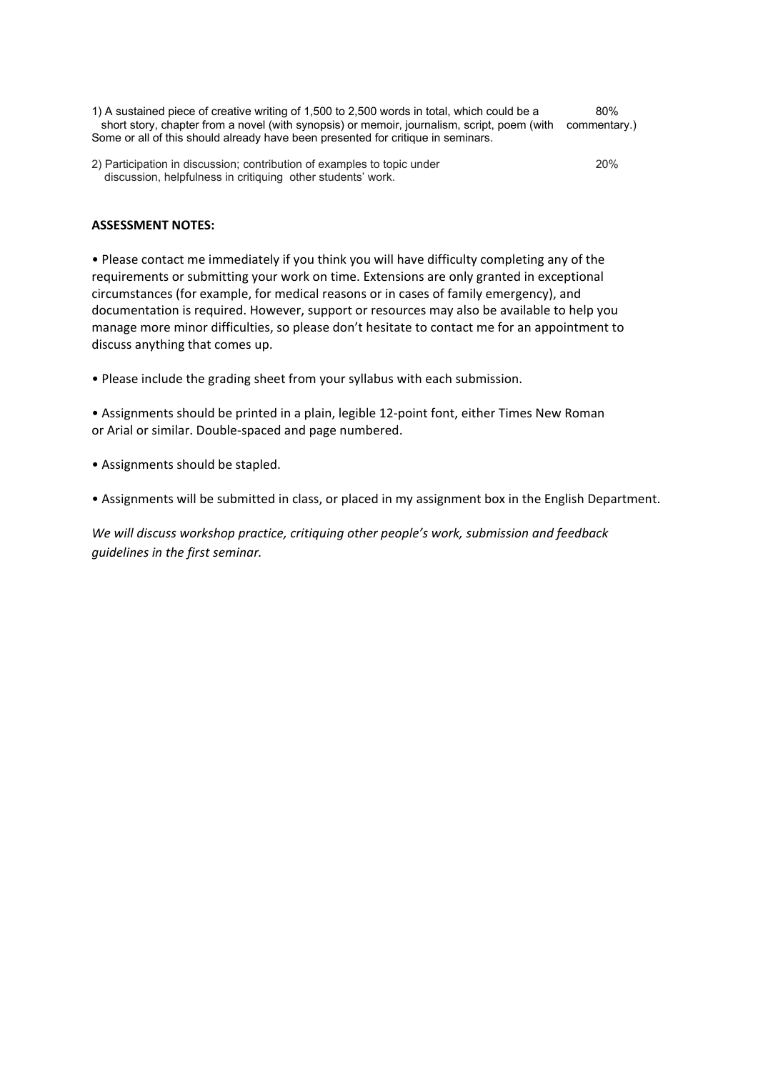1) A sustained piece of creative writing of 1,500 to 2,500 words in total, which could be a short story, chapter from a novel (with synopsis) or memoir, journalism, script, poem (with commentary.) Some or all of this should already have been presented for critique in seminars. — 80%

2) Participation in discussion; contribution of examples to topic under discussion, helpfulness in critiquing other students' work. — 20%

**ASSESSMENT NOTES:**

- Please contact me immediately if you think you will have difficulty completing any of the requirements or submitting your work on time. Extensions are only granted in exceptional circumstances (for example, for medical reasons or in cases of family emergency), and documentation is required. However, support or resources may also be available to help you manage more minor difficulties, so please don't hesitate to contact me for an appointment to discuss anything that comes up.

- Please include the grading sheet from your syllabus with each submission.

- Assignments should be printed in a plain, legible 12-point font, either Times New Roman or Arial or similar. Double-spaced and page numbered.

- Assignments should be stapled.

- Assignments will be submitted in class, or placed in my assignment box in the English Department.

*We will discuss workshop practice, critiquing other people's work, submission and feedback guidelines in the first seminar.*